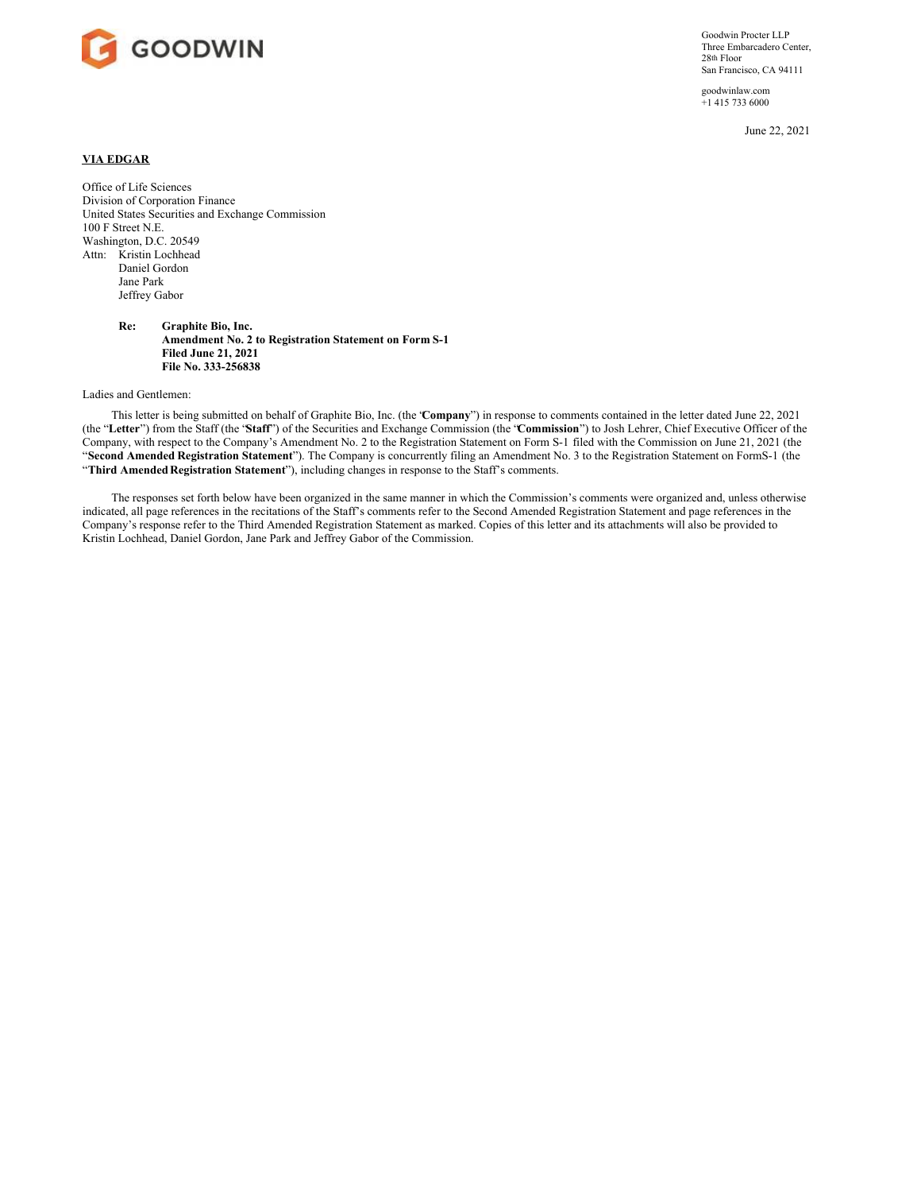GOODWIN

Goodwin Procter LLP
Three Embarcadero Center,
28th Floor
San Francisco, CA 94111

goodwinlaw.com
+1 415 733 6000

June 22, 2021

**VIA EDGAR**

Office of Life Sciences
Division of Corporation Finance
United States Securities and Exchange Commission
100 F Street N.E.
Washington, D.C. 20549
Attn: Kristin Lochhead
Daniel Gordon
Jane Park
Jeffrey Gabor

**Re: Graphite Bio, Inc.**
**Amendment No. 2 to Registration Statement on Form S-1**
**Filed June 21, 2021**
**File No. 333-256838**

Ladies and Gentlemen:

This letter is being submitted on behalf of Graphite Bio, Inc. (the "**Company**") in response to comments contained in the letter dated June 22, 2021 (the "**Letter**") from the Staff (the "**Staff**") of the Securities and Exchange Commission (the "**Commission**") to Josh Lehrer, Chief Executive Officer of the Company, with respect to the Company's Amendment No. 2 to the Registration Statement on Form S-1 filed with the Commission on June 21, 2021 (the "**Second Amended Registration Statement**"). The Company is concurrently filing an Amendment No. 3 to the Registration Statement on FormS-1 (the "**Third Amended Registration Statement**"), including changes in response to the Staff's comments.

The responses set forth below have been organized in the same manner in which the Commission's comments were organized and, unless otherwise indicated, all page references in the recitations of the Staff's comments refer to the Second Amended Registration Statement and page references in the Company's response refer to the Third Amended Registration Statement as marked. Copies of this letter and its attachments will also be provided to Kristin Lochhead, Daniel Gordon, Jane Park and Jeffrey Gabor of the Commission.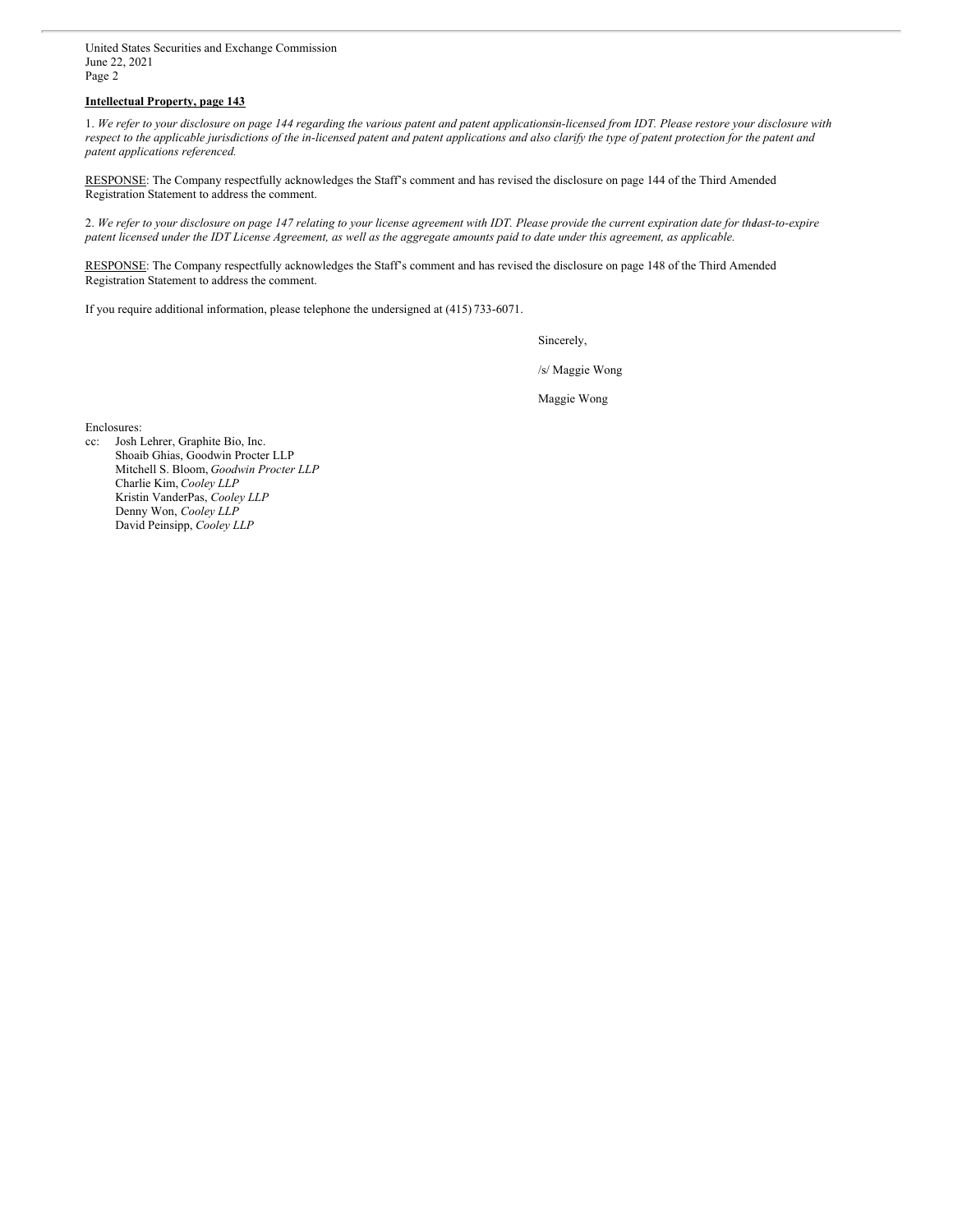United States Securities and Exchange Commission
June 22, 2021
Page 2

**Intellectual Property, page 143**

1. *We refer to your disclosure on page 144 regarding the various patent and patent applicationsin-licensed from IDT. Please restore your disclosure with respect to the applicable jurisdictions of the in-licensed patent and patent applications and also clarify the type of patent protection for the patent and patent applications referenced.*

RESPONSE: The Company respectfully acknowledges the Staff's comment and has revised the disclosure on page 144 of the Third Amended Registration Statement to address the comment.

2. *We refer to your disclosure on page 147 relating to your license agreement with IDT. Please provide the current expiration date for the last-to-expire patent licensed under the IDT License Agreement, as well as the aggregate amounts paid to date under this agreement, as applicable.*

RESPONSE: The Company respectfully acknowledges the Staff's comment and has revised the disclosure on page 148 of the Third Amended Registration Statement to address the comment.

If you require additional information, please telephone the undersigned at (415) 733-6071.

Sincerely,

/s/ Maggie Wong

Maggie Wong

Enclosures:

cc: Josh Lehrer, Graphite Bio, Inc.
Shoaib Ghias, Goodwin Procter LLP
Mitchell S. Bloom, *Goodwin Procter LLP*
Charlie Kim, *Cooley LLP*
Kristin VanderPas, *Cooley LLP*
Denny Won, *Cooley LLP*
David Peinsipp, *Cooley LLP*